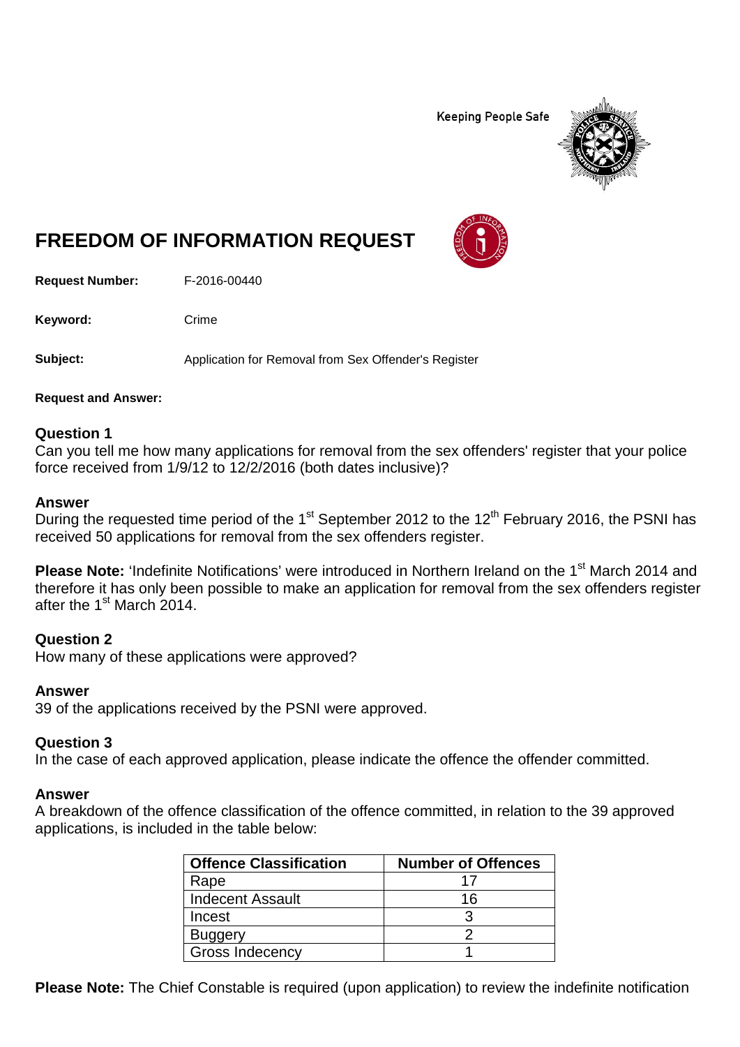Keeping People Safe

# FREEDOM OF INFORMATION REQUEST

**Request Number:** F-2016-00440

**Keyword:** Crime

**Subject:** Application for Removal from Sex Offender's Register

**Request and Answer:**

### Question 1
Can you tell me how many applications for removal from the sex offenders' register that your police force received from 1/9/12 to 12/2/2016 (both dates inclusive)?

### Answer
During the requested time period of the 1st September 2012 to the 12th February 2016, the PSNI has received 50 applications for removal from the sex offenders register.

**Please Note:** 'Indefinite Notifications' were introduced in Northern Ireland on the 1st March 2014 and therefore it has only been possible to make an application for removal from the sex offenders register after the 1st March 2014.

### Question 2
How many of these applications were approved?

### Answer
39 of the applications received by the PSNI were approved.

### Question 3
In the case of each approved application, please indicate the offence the offender committed.

### Answer
A breakdown of the offence classification of the offence committed, in relation to the 39 approved applications, is included in the table below:

| Offence Classification | Number of Offences |
|---|---|
| Rape | 17 |
| Indecent Assault | 16 |
| Incest | 3 |
| Buggery | 2 |
| Gross Indecency | 1 |

**Please Note:** The Chief Constable is required (upon application) to review the indefinite notification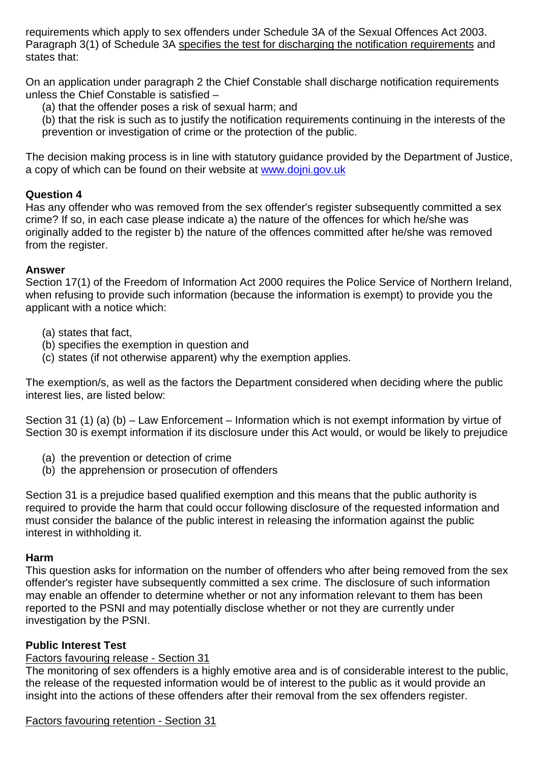requirements which apply to sex offenders under Schedule 3A of the Sexual Offences Act 2003. Paragraph 3(1) of Schedule 3A specifies the test for discharging the notification requirements and states that:

On an application under paragraph 2 the Chief Constable shall discharge notification requirements unless the Chief Constable is satisfied –

(a) that the offender poses a risk of sexual harm; and

(b) that the risk is such as to justify the notification requirements continuing in the interests of the prevention or investigation of crime or the protection of the public.

The decision making process is in line with statutory guidance provided by the Department of Justice, a copy of which can be found on their website at [www.dojni.gov.uk](http://www.dojni.gov.uk)

**Question 4**

Has any offender who was removed from the sex offender's register subsequently committed a sex crime? If so, in each case please indicate a) the nature of the offences for which he/she was originally added to the register b) the nature of the offences committed after he/she was removed from the register.

**Answer**

Section 17(1) of the Freedom of Information Act 2000 requires the Police Service of Northern Ireland, when refusing to provide such information (because the information is exempt) to provide you the applicant with a notice which:

(a) states that fact,
(b) specifies the exemption in question and
(c) states (if not otherwise apparent) why the exemption applies.

The exemption/s, as well as the factors the Department considered when deciding where the public interest lies, are listed below:

Section 31 (1) (a) (b) – Law Enforcement – Information which is not exempt information by virtue of Section 30 is exempt information if its disclosure under this Act would, or would be likely to prejudice

(a) the prevention or detection of crime
(b) the apprehension or prosecution of offenders

Section 31 is a prejudice based qualified exemption and this means that the public authority is required to provide the harm that could occur following disclosure of the requested information and must consider the balance of the public interest in releasing the information against the public interest in withholding it.

**Harm**

This question asks for information on the number of offenders who after being removed from the sex offender's register have subsequently committed a sex crime. The disclosure of such information may enable an offender to determine whether or not any information relevant to them has been reported to the PSNI and may potentially disclose whether or not they are currently under investigation by the PSNI.

**Public Interest Test**

Factors favouring release - Section 31

The monitoring of sex offenders is a highly emotive area and is of considerable interest to the public, the release of the requested information would be of interest to the public as it would provide an insight into the actions of these offenders after their removal from the sex offenders register.

Factors favouring retention - Section 31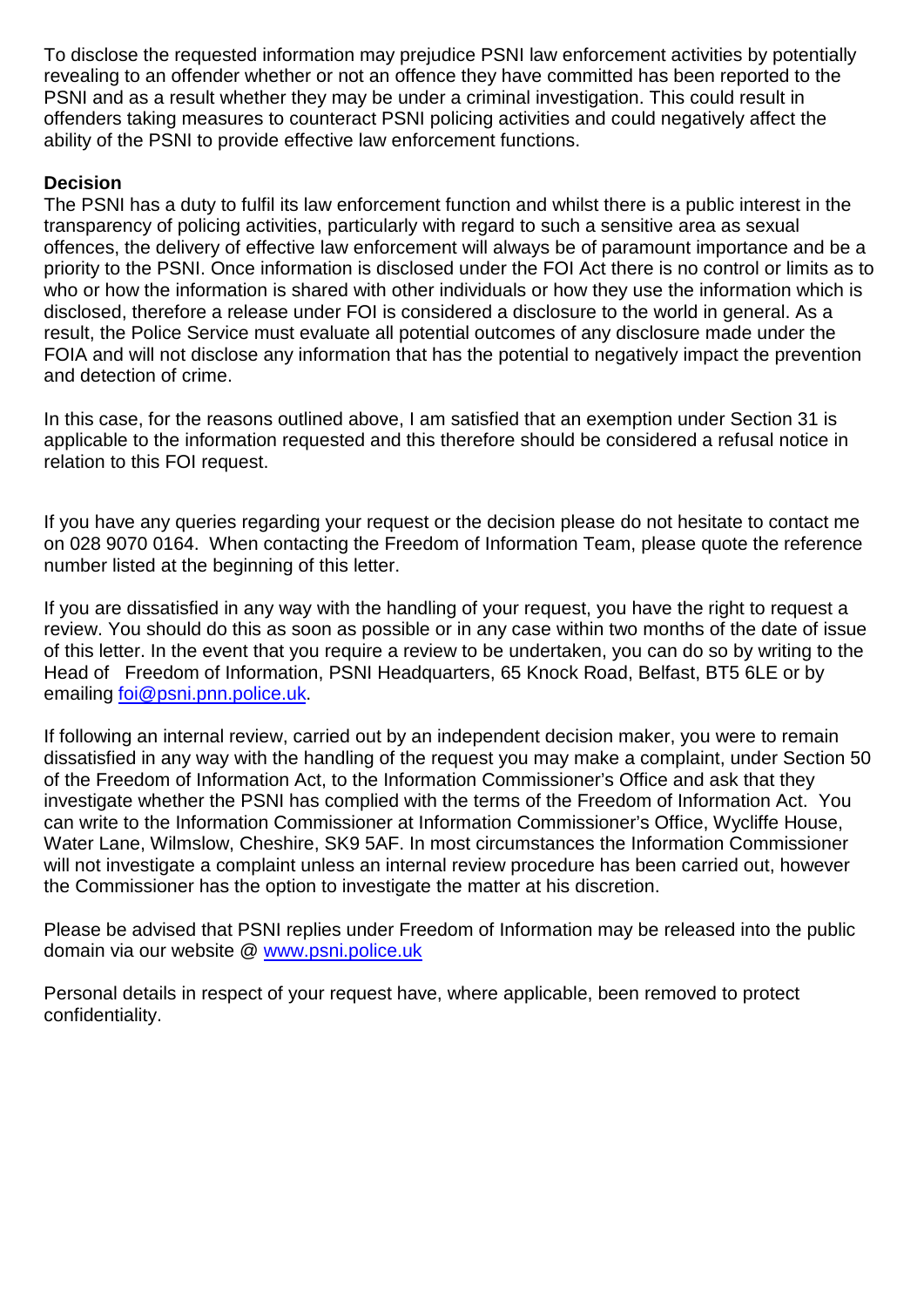To disclose the requested information may prejudice PSNI law enforcement activities by potentially revealing to an offender whether or not an offence they have committed has been reported to the PSNI and as a result whether they may be under a criminal investigation. This could result in offenders taking measures to counteract PSNI policing activities and could negatively affect the ability of the PSNI to provide effective law enforcement functions.

**Decision**

The PSNI has a duty to fulfil its law enforcement function and whilst there is a public interest in the transparency of policing activities, particularly with regard to such a sensitive area as sexual offences, the delivery of effective law enforcement will always be of paramount importance and be a priority to the PSNI. Once information is disclosed under the FOI Act there is no control or limits as to who or how the information is shared with other individuals or how they use the information which is disclosed, therefore a release under FOI is considered a disclosure to the world in general. As a result, the Police Service must evaluate all potential outcomes of any disclosure made under the FOIA and will not disclose any information that has the potential to negatively impact the prevention and detection of crime.

In this case, for the reasons outlined above, I am satisfied that an exemption under Section 31 is applicable to the information requested and this therefore should be considered a refusal notice in relation to this FOI request.

If you have any queries regarding your request or the decision please do not hesitate to contact me on 028 9070 0164. When contacting the Freedom of Information Team, please quote the reference number listed at the beginning of this letter.

If you are dissatisfied in any way with the handling of your request, you have the right to request a review. You should do this as soon as possible or in any case within two months of the date of issue of this letter. In the event that you require a review to be undertaken, you can do so by writing to the Head of Freedom of Information, PSNI Headquarters, 65 Knock Road, Belfast, BT5 6LE or by emailing foi@psni.pnn.police.uk.

If following an internal review, carried out by an independent decision maker, you were to remain dissatisfied in any way with the handling of the request you may make a complaint, under Section 50 of the Freedom of Information Act, to the Information Commissioner's Office and ask that they investigate whether the PSNI has complied with the terms of the Freedom of Information Act. You can write to the Information Commissioner at Information Commissioner's Office, Wycliffe House, Water Lane, Wilmslow, Cheshire, SK9 5AF. In most circumstances the Information Commissioner will not investigate a complaint unless an internal review procedure has been carried out, however the Commissioner has the option to investigate the matter at his discretion.

Please be advised that PSNI replies under Freedom of Information may be released into the public domain via our website @ www.psni.police.uk

Personal details in respect of your request have, where applicable, been removed to protect confidentiality.